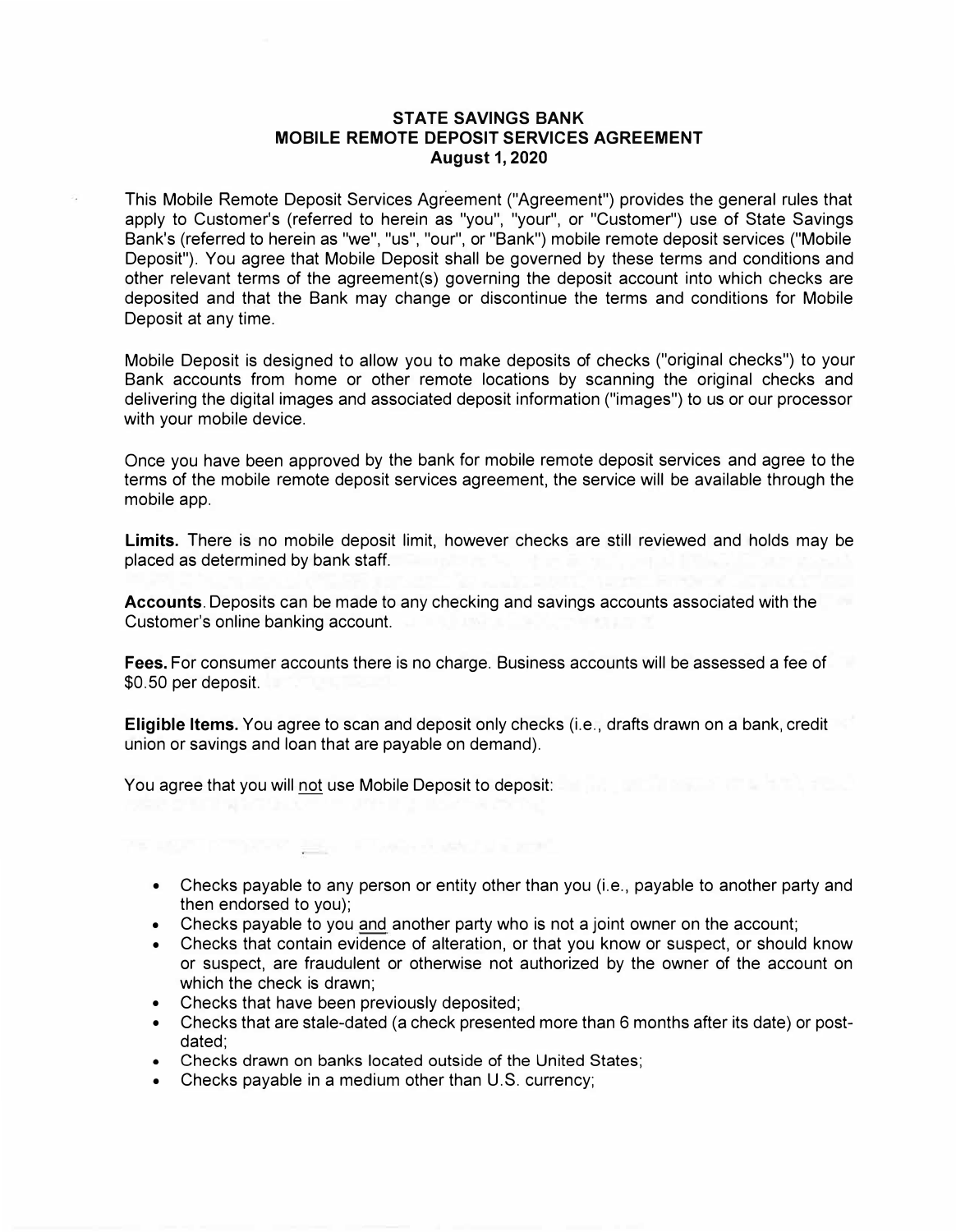# STATE SAVINGS BANK
## MOBILE REMOTE DEPOSIT SERVICES AGREEMENT
### August 1, 2020

This Mobile Remote Deposit Services Agreement ("Agreement") provides the general rules that apply to Customer's (referred to herein as "you", "your", or "Customer") use of State Savings Bank's (referred to herein as "we", "us", "our", or "Bank") mobile remote deposit services ("Mobile Deposit"). You agree that Mobile Deposit shall be governed by these terms and conditions and other relevant terms of the agreement(s) governing the deposit account into which checks are deposited and that the Bank may change or discontinue the terms and conditions for Mobile Deposit at any time.

Mobile Deposit is designed to allow you to make deposits of checks ("original checks") to your Bank accounts from home or other remote locations by scanning the original checks and delivering the digital images and associated deposit information ("images") to us or our processor with your mobile device.

Once you have been approved by the bank for mobile remote deposit services and agree to the terms of the mobile remote deposit services agreement, the service will be available through the mobile app.

**Limits.** There is no mobile deposit limit, however checks are still reviewed and holds may be placed as determined by bank staff.

**Accounts**. Deposits can be made to any checking and savings accounts associated with the Customer's online banking account.

**Fees.** For consumer accounts there is no charge. Business accounts will be assessed a fee of $0.50 per deposit.

**Eligible Items.** You agree to scan and deposit only checks (i.e., drafts drawn on a bank, credit union or savings and loan that are payable on demand).

You agree that you will not use Mobile Deposit to deposit:

- Checks payable to any person or entity other than you (i.e., payable to another party and then endorsed to you);
- Checks payable to you and another party who is not a joint owner on the account;
- Checks that contain evidence of alteration, or that you know or suspect, or should know or suspect, are fraudulent or otherwise not authorized by the owner of the account on which the check is drawn;
- Checks that have been previously deposited;
- Checks that are stale-dated (a check presented more than 6 months after its date) or post-dated;
- Checks drawn on banks located outside of the United States;
- Checks payable in a medium other than U.S. currency;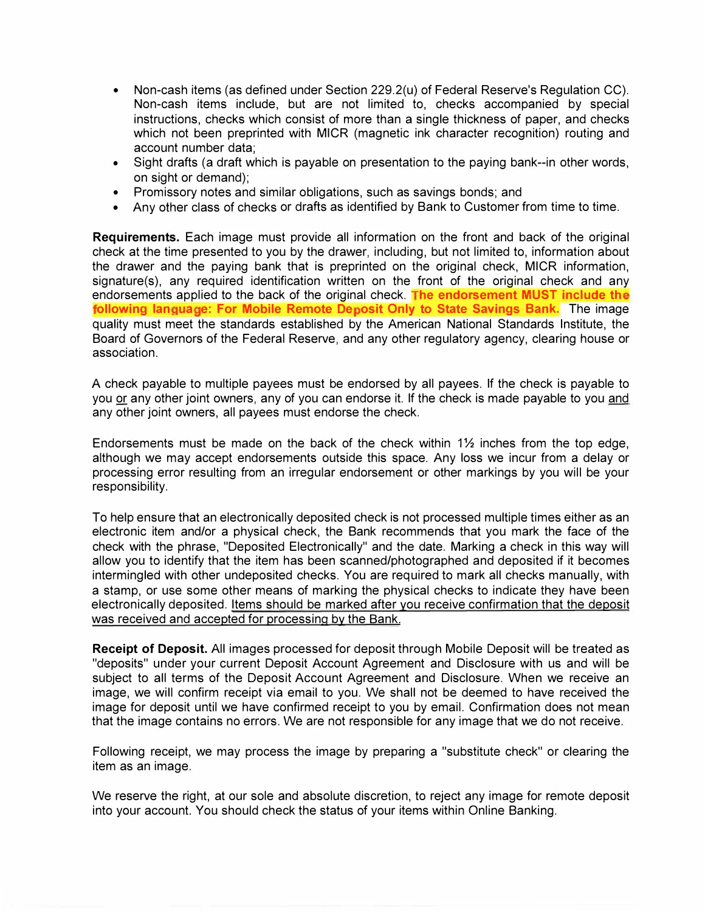- Non-cash items (as defined under Section 229.2(u) of Federal Reserve's Regulation CC). Non-cash items include, but are not limited to, checks accompanied by special instructions, checks which consist of more than a single thickness of paper, and checks which not been preprinted with MICR (magnetic ink character recognition) routing and account number data;
- Sight drafts (a draft which is payable on presentation to the paying bank--in other words, on sight or demand);
- Promissory notes and similar obligations, such as savings bonds; and
- Any other class of checks or drafts as identified by Bank to Customer from time to time.

**Requirements.** Each image must provide all information on the front and back of the original check at the time presented to you by the drawer, including, but not limited to, information about the drawer and the paying bank that is preprinted on the original check, MICR information, signature(s), any required identification written on the front of the original check and any endorsements applied to the back of the original check. **The endorsement MUST include the following language: For Mobile Remote Deposit Only to State Savings Bank.** The image quality must meet the standards established by the American National Standards Institute, the Board of Governors of the Federal Reserve, and any other regulatory agency, clearing house or association.

A check payable to multiple payees must be endorsed by all payees. If the check is payable to you or any other joint owners, any of you can endorse it. If the check is made payable to you and any other joint owners, all payees must endorse the check.

Endorsements must be made on the back of the check within 1½ inches from the top edge, although we may accept endorsements outside this space. Any loss we incur from a delay or processing error resulting from an irregular endorsement or other markings by you will be your responsibility.

To help ensure that an electronically deposited check is not processed multiple times either as an electronic item and/or a physical check, the Bank recommends that you mark the face of the check with the phrase, "Deposited Electronically" and the date. Marking a check in this way will allow you to identify that the item has been scanned/photographed and deposited if it becomes intermingled with other undeposited checks. You are required to mark all checks manually, with a stamp, or use some other means of marking the physical checks to indicate they have been electronically deposited. Items should be marked after you receive confirmation that the deposit was received and accepted for processing by the Bank.

**Receipt of Deposit.** All images processed for deposit through Mobile Deposit will be treated as "deposits" under your current Deposit Account Agreement and Disclosure with us and will be subject to all terms of the Deposit Account Agreement and Disclosure. When we receive an image, we will confirm receipt via email to you. We shall not be deemed to have received the image for deposit until we have confirmed receipt to you by email. Confirmation does not mean that the image contains no errors. We are not responsible for any image that we do not receive.

Following receipt, we may process the image by preparing a "substitute check" or clearing the item as an image.

We reserve the right, at our sole and absolute discretion, to reject any image for remote deposit into your account. You should check the status of your items within Online Banking.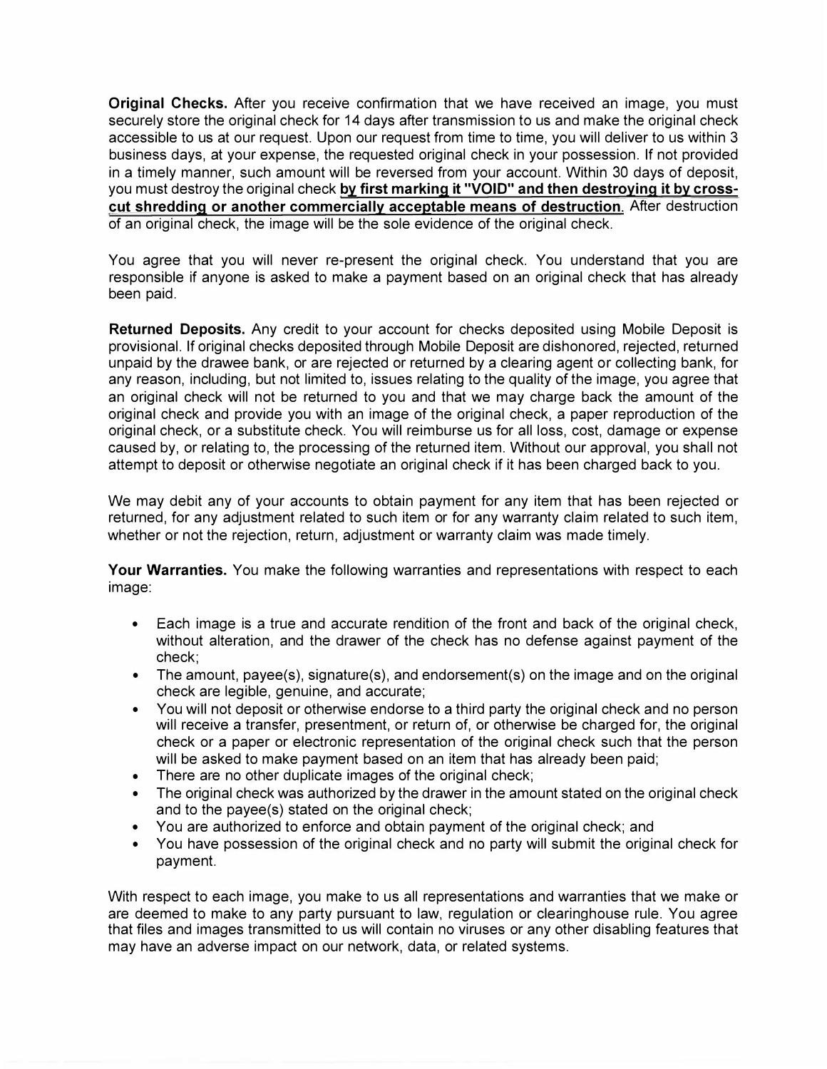**Original Checks.** After you receive confirmation that we have received an image, you must securely store the original check for 14 days after transmission to us and make the original check accessible to us at our request. Upon our request from time to time, you will deliver to us within 3 business days, at your expense, the requested original check in your possession. If not provided in a timely manner, such amount will be reversed from your account. Within 30 days of deposit, you must destroy the original check **by first marking it "VOID" and then destroying it by cross-cut shredding or another commercially acceptable means of destruction**. After destruction of an original check, the image will be the sole evidence of the original check.

You agree that you will never re-present the original check. You understand that you are responsible if anyone is asked to make a payment based on an original check that has already been paid.

**Returned Deposits.** Any credit to your account for checks deposited using Mobile Deposit is provisional. If original checks deposited through Mobile Deposit are dishonored, rejected, returned unpaid by the drawee bank, or are rejected or returned by a clearing agent or collecting bank, for any reason, including, but not limited to, issues relating to the quality of the image, you agree that an original check will not be returned to you and that we may charge back the amount of the original check and provide you with an image of the original check, a paper reproduction of the original check, or a substitute check. You will reimburse us for all loss, cost, damage or expense caused by, or relating to, the processing of the returned item. Without our approval, you shall not attempt to deposit or otherwise negotiate an original check if it has been charged back to you.

We may debit any of your accounts to obtain payment for any item that has been rejected or returned, for any adjustment related to such item or for any warranty claim related to such item, whether or not the rejection, return, adjustment or warranty claim was made timely.

**Your Warranties.** You make the following warranties and representations with respect to each image:

- Each image is a true and accurate rendition of the front and back of the original check, without alteration, and the drawer of the check has no defense against payment of the check;
- The amount, payee(s), signature(s), and endorsement(s) on the image and on the original check are legible, genuine, and accurate;
- You will not deposit or otherwise endorse to a third party the original check and no person will receive a transfer, presentment, or return of, or otherwise be charged for, the original check or a paper or electronic representation of the original check such that the person will be asked to make payment based on an item that has already been paid;
- There are no other duplicate images of the original check;
- The original check was authorized by the drawer in the amount stated on the original check and to the payee(s) stated on the original check;
- You are authorized to enforce and obtain payment of the original check; and
- You have possession of the original check and no party will submit the original check for payment.

With respect to each image, you make to us all representations and warranties that we make or are deemed to make to any party pursuant to law, regulation or clearinghouse rule. You agree that files and images transmitted to us will contain no viruses or any other disabling features that may have an adverse impact on our network, data, or related systems.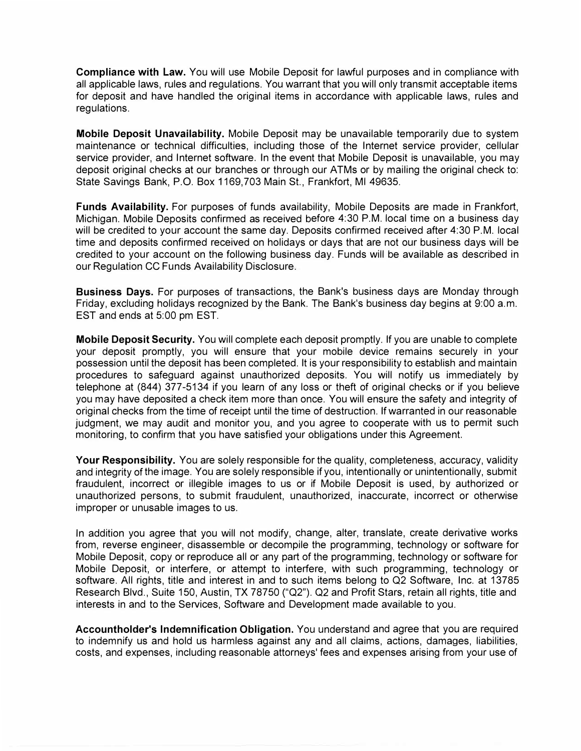**Compliance with Law.** You will use Mobile Deposit for lawful purposes and in compliance with all applicable laws, rules and regulations. You warrant that you will only transmit acceptable items for deposit and have handled the original items in accordance with applicable laws, rules and regulations.

**Mobile Deposit Unavailability.** Mobile Deposit may be unavailable temporarily due to system maintenance or technical difficulties, including those of the Internet service provider, cellular service provider, and Internet software. In the event that Mobile Deposit is unavailable, you may deposit original checks at our branches or through our ATMs or by mailing the original check to: State Savings Bank, P.O. Box 1169,703 Main St., Frankfort, MI 49635.

**Funds Availability.** For purposes of funds availability, Mobile Deposits are made in Frankfort, Michigan. Mobile Deposits confirmed as received before 4:30 P.M. local time on a business day will be credited to your account the same day. Deposits confirmed received after 4:30 P.M. local time and deposits confirmed received on holidays or days that are not our business days will be credited to your account on the following business day. Funds will be available as described in our Regulation CC Funds Availability Disclosure.

**Business Days.** For purposes of transactions, the Bank's business days are Monday through Friday, excluding holidays recognized by the Bank. The Bank's business day begins at 9:00 a.m. EST and ends at 5:00 pm EST.

**Mobile Deposit Security.** You will complete each deposit promptly. If you are unable to complete your deposit promptly, you will ensure that your mobile device remains securely in your possession until the deposit has been completed. It is your responsibility to establish and maintain procedures to safeguard against unauthorized deposits. You will notify us immediately by telephone at (844) 377-5134 if you learn of any loss or theft of original checks or if you believe you may have deposited a check item more than once. You will ensure the safety and integrity of original checks from the time of receipt until the time of destruction. If warranted in our reasonable judgment, we may audit and monitor you, and you agree to cooperate with us to permit such monitoring, to confirm that you have satisfied your obligations under this Agreement.

**Your Responsibility.** You are solely responsible for the quality, completeness, accuracy, validity and integrity of the image. You are solely responsible if you, intentionally or unintentionally, submit fraudulent, incorrect or illegible images to us or if Mobile Deposit is used, by authorized or unauthorized persons, to submit fraudulent, unauthorized, inaccurate, incorrect or otherwise improper or unusable images to us.

In addition you agree that you will not modify, change, alter, translate, create derivative works from, reverse engineer, disassemble or decompile the programming, technology or software for Mobile Deposit, copy or reproduce all or any part of the programming, technology or software for Mobile Deposit, or interfere, or attempt to interfere, with such programming, technology or software. All rights, title and interest in and to such items belong to Q2 Software, Inc. at 13785 Research Blvd., Suite 150, Austin, TX 78750 ("Q2"). Q2 and Profit Stars, retain all rights, title and interests in and to the Services, Software and Development made available to you.

**Accountholder's Indemnification Obligation.** You understand and agree that you are required to indemnify us and hold us harmless against any and all claims, actions, damages, liabilities, costs, and expenses, including reasonable attorneys' fees and expenses arising from your use of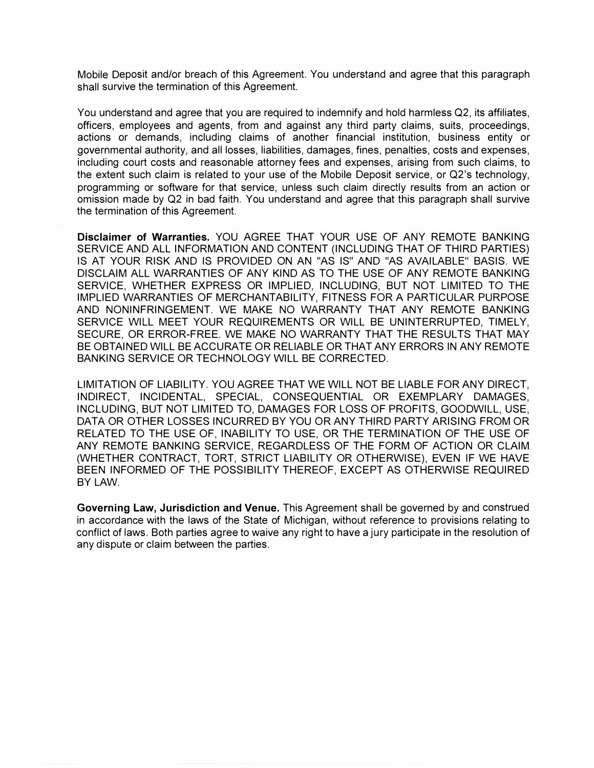Mobile Deposit and/or breach of this Agreement. You understand and agree that this paragraph shall survive the termination of this Agreement.

You understand and agree that you are required to indemnify and hold harmless Q2, its affiliates, officers, employees and agents, from and against any third party claims, suits, proceedings, actions or demands, including claims of another financial institution, business entity or governmental authority, and all losses, liabilities, damages, fines, penalties, costs and expenses, including court costs and reasonable attorney fees and expenses, arising from such claims, to the extent such claim is related to your use of the Mobile Deposit service, or Q2's technology, programming or software for that service, unless such claim directly results from an action or omission made by Q2 in bad faith. You understand and agree that this paragraph shall survive the termination of this Agreement.

**Disclaimer of Warranties.** YOU AGREE THAT YOUR USE OF ANY REMOTE BANKING SERVICE AND ALL INFORMATION AND CONTENT (INCLUDING THAT OF THIRD PARTIES) IS AT YOUR RISK AND IS PROVIDED ON AN "AS IS" AND "AS AVAILABLE" BASIS. WE DISCLAIM ALL WARRANTIES OF ANY KIND AS TO THE USE OF ANY REMOTE BANKING SERVICE, WHETHER EXPRESS OR IMPLIED, INCLUDING, BUT NOT LIMITED TO THE IMPLIED WARRANTIES OF MERCHANTABILITY, FITNESS FOR A PARTICULAR PURPOSE AND NONINFRINGEMENT. WE MAKE NO WARRANTY THAT ANY REMOTE BANKING SERVICE WILL MEET YOUR REQUIREMENTS OR WILL BE UNINTERRUPTED, TIMELY, SECURE, OR ERROR-FREE. WE MAKE NO WARRANTY THAT THE RESULTS THAT MAY BE OBTAINED WILL BE ACCURATE OR RELIABLE OR THAT ANY ERRORS IN ANY REMOTE BANKING SERVICE OR TECHNOLOGY WILL BE CORRECTED.

LIMITATION OF LIABILITY. YOU AGREE THAT WE WILL NOT BE LIABLE FOR ANY DIRECT, INDIRECT, INCIDENTAL, SPECIAL, CONSEQUENTIAL OR EXEMPLARY DAMAGES, INCLUDING, BUT NOT LIMITED TO, DAMAGES FOR LOSS OF PROFITS, GOODWILL, USE, DATA OR OTHER LOSSES INCURRED BY YOU OR ANY THIRD PARTY ARISING FROM OR RELATED TO THE USE OF, INABILITY TO USE, OR THE TERMINATION OF THE USE OF ANY REMOTE BANKING SERVICE, REGARDLESS OF THE FORM OF ACTION OR CLAIM (WHETHER CONTRACT, TORT, STRICT LIABILITY OR OTHERWISE), EVEN IF WE HAVE BEEN INFORMED OF THE POSSIBILITY THEREOF, EXCEPT AS OTHERWISE REQUIRED BY LAW.

**Governing Law, Jurisdiction and Venue.** This Agreement shall be governed by and construed in accordance with the laws of the State of Michigan, without reference to provisions relating to conflict of laws. Both parties agree to waive any right to have a jury participate in the resolution of any dispute or claim between the parties.